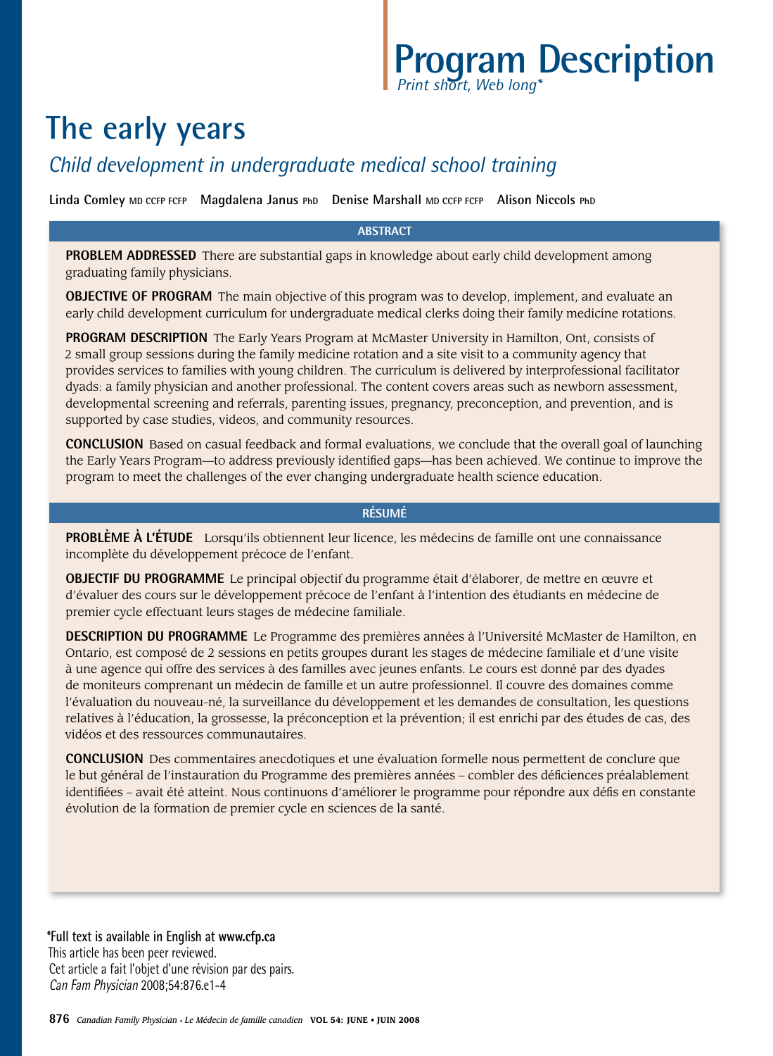# Program Description

*Print short, Web long**

# The early years

## *Child development in undergraduate medical school training*

**Linda Comley** MD CCFP FCFP **Magdalena Janus** PhD **Denise Marshall** MD CCFP FCFP **Alison Niccols** PhD

### ABSTRACT

**PROBLEM ADDRESSED** There are substantial gaps in knowledge about early child development among graduating family physicians.

**OBJECTIVE OF PROGRAM** The main objective of this program was to develop, implement, and evaluate an early child development curriculum for undergraduate medical clerks doing their family medicine rotations.

**PROGRAM DESCRIPTION** The Early Years Program at McMaster University in Hamilton, Ont, consists of 2 small group sessions during the family medicine rotation and a site visit to a community agency that provides services to families with young children. The curriculum is delivered by interprofessional facilitator dyads: a family physician and another professional. The content covers areas such as newborn assessment, developmental screening and referrals, parenting issues, pregnancy, preconception, and prevention, and is supported by case studies, videos, and community resources.

**CONCLUSION** Based on casual feedback and formal evaluations, we conclude that the overall goal of launching the Early Years Program—to address previously identified gaps—has been achieved. We continue to improve the program to meet the challenges of the ever changing undergraduate health science education.

### RÉSUMÉ

**PROBLÈME À L'ÉTUDE** Lorsqu'ils obtiennent leur licence, les médecins de famille ont une connaissance incomplète du développement précoce de l'enfant.

**OBJECTIF DU PROGRAMME** Le principal objectif du programme était d'élaborer, de mettre en œuvre et d'évaluer des cours sur le développement précoce de l'enfant à l'intention des étudiants en médecine de premier cycle effectuant leurs stages de médecine familiale.

**DESCRIPTION DU PROGRAMME** Le Programme des premières années à l'Université McMaster de Hamilton, en Ontario, est composé de 2 sessions en petits groupes durant les stages de médecine familiale et d'une visite à une agence qui offre des services à des familles avec jeunes enfants. Le cours est donné par des dyades de moniteurs comprenant un médecin de famille et un autre professionnel. Il couvre des domaines comme l'évaluation du nouveau-né, la surveillance du développement et les demandes de consultation, les questions relatives à l'éducation, la grossesse, la préconception et la prévention; il est enrichi par des études de cas, des vidéos et des ressources communautaires.

**CONCLUSION** Des commentaires anecdotiques et une évaluation formelle nous permettent de conclure que le but général de l'instauration du Programme des premières années – combler des déficiences préalablement identifiées – avait été atteint. Nous continuons d'améliorer le programme pour répondre aux défis en constante évolution de la formation de premier cycle en sciences de la santé.

*Full text is available in English at www.cfp.ca
This article has been peer reviewed.
Cet article a fait l'objet d'une révision par des pairs.
*Can Fam Physician* 2008;54:876.e1-4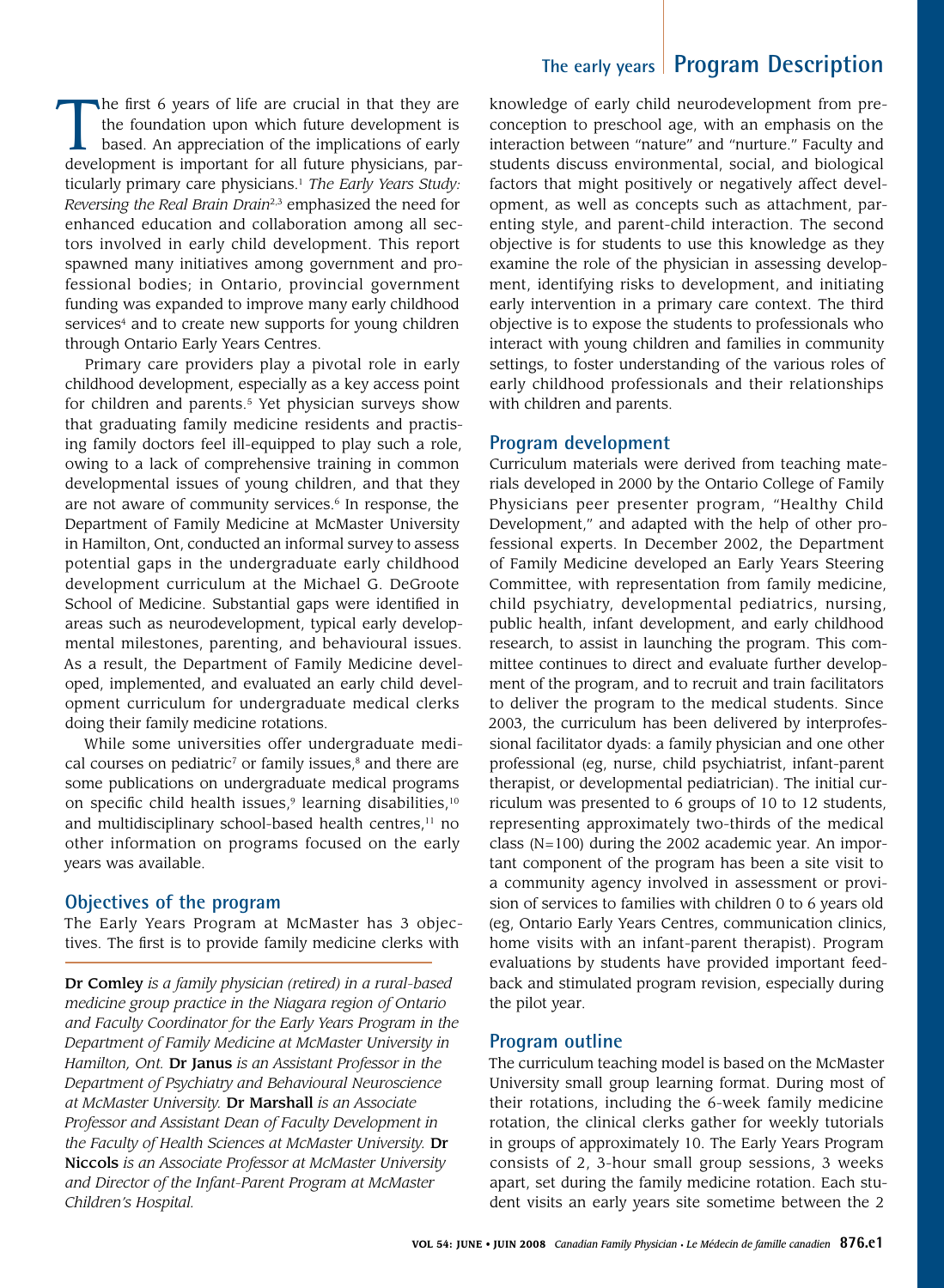The first 6 years of life are crucial in that they are the foundation upon which future development is based. An appreciation of the implications of early development is important for all future physicians, particularly primary care physicians.[1] *The Early Years Study: Reversing the Real Brain Drain*[2,3] emphasized the need for enhanced education and collaboration among all sectors involved in early child development. This report spawned many initiatives among government and professional bodies; in Ontario, provincial government funding was expanded to improve many early childhood services[4] and to create new supports for young children through Ontario Early Years Centres.

Primary care providers play a pivotal role in early childhood development, especially as a key access point for children and parents.[5] Yet physician surveys show that graduating family medicine residents and practising family doctors feel ill-equipped to play such a role, owing to a lack of comprehensive training in common developmental issues of young children, and that they are not aware of community services.[6] In response, the Department of Family Medicine at McMaster University in Hamilton, Ont, conducted an informal survey to assess potential gaps in the undergraduate early childhood development curriculum at the Michael G. DeGroote School of Medicine. Substantial gaps were identified in areas such as neurodevelopment, typical early developmental milestones, parenting, and behavioural issues. As a result, the Department of Family Medicine developed, implemented, and evaluated an early child development curriculum for undergraduate medical clerks doing their family medicine rotations.

While some universities offer undergraduate medical courses on pediatric[7] or family issues,[8] and there are some publications on undergraduate medical programs on specific child health issues,[9] learning disabilities,[10] and multidisciplinary school-based health centres,[11] no other information on programs focused on the early years was available.

## Objectives of the program

The Early Years Program at McMaster has 3 objectives. The first is to provide family medicine clerks with knowledge of early child neurodevelopment from preconception to preschool age, with an emphasis on the interaction between "nature" and "nurture." Faculty and students discuss environmental, social, and biological factors that might positively or negatively affect development, as well as concepts such as attachment, parenting style, and parent-child interaction. The second objective is for students to use this knowledge as they examine the role of the physician in assessing development, identifying risks to development, and initiating early intervention in a primary care context. The third objective is to expose the students to professionals who interact with young children and families in community settings, to foster understanding of the various roles of early childhood professionals and their relationships with children and parents.

## Program development

Curriculum materials were derived from teaching materials developed in 2000 by the Ontario College of Family Physicians peer presenter program, "Healthy Child Development," and adapted with the help of other professional experts. In December 2002, the Department of Family Medicine developed an Early Years Steering Committee, with representation from family medicine, child psychiatry, developmental pediatrics, nursing, public health, infant development, and early childhood research, to assist in launching the program. This committee continues to direct and evaluate further development of the program, and to recruit and train facilitators to deliver the program to the medical students. Since 2003, the curriculum has been delivered by interprofessional facilitator dyads: a family physician and one other professional (eg, nurse, child psychiatrist, infant-parent therapist, or developmental pediatrician). The initial curriculum was presented to 6 groups of 10 to 12 students, representing approximately two-thirds of the medical class (N=100) during the 2002 academic year. An important component of the program has been a site visit to a community agency involved in assessment or provision of services to families with children 0 to 6 years old (eg, Ontario Early Years Centres, communication clinics, home visits with an infant-parent therapist). Program evaluations by students have provided important feedback and stimulated program revision, especially during the pilot year.

## Program outline

The curriculum teaching model is based on the McMaster University small group learning format. During most of their rotations, including the 6-week family medicine rotation, the clinical clerks gather for weekly tutorials in groups of approximately 10. The Early Years Program consists of 2, 3-hour small group sessions, 3 weeks apart, set during the family medicine rotation. Each student visits an early years site sometime between the 2

---

**Dr Comley** *is a family physician (retired) in a rural-based medicine group practice in the Niagara region of Ontario and Faculty Coordinator for the Early Years Program in the Department of Family Medicine at McMaster University in Hamilton, Ont.* **Dr Janus** *is an Assistant Professor in the Department of Psychiatry and Behavioural Neuroscience at McMaster University.* **Dr Marshall** *is an Associate Professor and Assistant Dean of Faculty Development in the Faculty of Health Sciences at McMaster University.* **Dr Niccols** *is an Associate Professor at McMaster University and Director of the Infant-Parent Program at McMaster Children's Hospital.*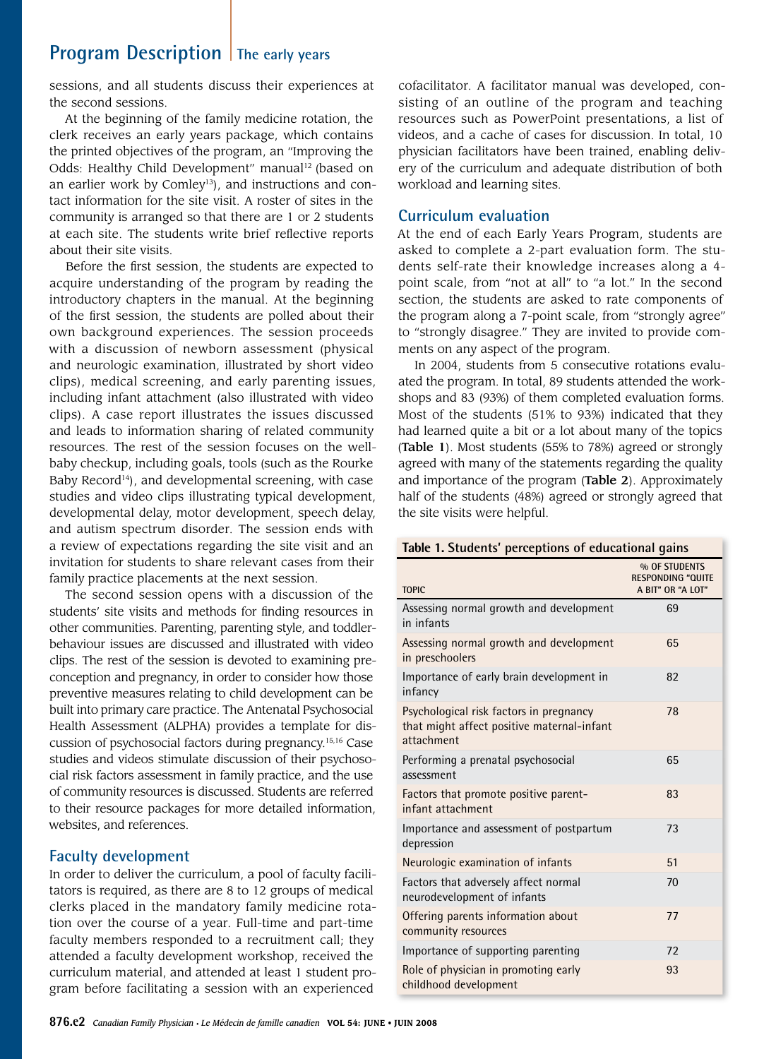sessions, and all students discuss their experiences at the second sessions.

At the beginning of the family medicine rotation, the clerk receives an early years package, which contains the printed objectives of the program, an "Improving the Odds: Healthy Child Development" manual[12] (based on an earlier work by Comley[13]), and instructions and contact information for the site visit. A roster of sites in the community is arranged so that there are 1 or 2 students at each site. The students write brief reflective reports about their site visits.

Before the first session, the students are expected to acquire understanding of the program by reading the introductory chapters in the manual. At the beginning of the first session, the students are polled about their own background experiences. The session proceeds with a discussion of newborn assessment (physical and neurologic examination, illustrated by short video clips), medical screening, and early parenting issues, including infant attachment (also illustrated with video clips). A case report illustrates the issues discussed and leads to information sharing of related community resources. The rest of the session focuses on the well-baby checkup, including goals, tools (such as the Rourke Baby Record[14]), and developmental screening, with case studies and video clips illustrating typical development, developmental delay, motor development, speech delay, and autism spectrum disorder. The session ends with a review of expectations regarding the site visit and an invitation for students to share relevant cases from their family practice placements at the next session.

The second session opens with a discussion of the students' site visits and methods for finding resources in other communities. Parenting, parenting style, and toddler-behaviour issues are discussed and illustrated with video clips. The rest of the session is devoted to examining preconception and pregnancy, in order to consider how those preventive measures relating to child development can be built into primary care practice. The Antenatal Psychosocial Health Assessment (ALPHA) provides a template for discussion of psychosocial factors during pregnancy.[15,16] Case studies and videos stimulate discussion of their psychosocial risk factors assessment in family practice, and the use of community resources is discussed. Students are referred to their resource packages for more detailed information, websites, and references.

## Faculty development

In order to deliver the curriculum, a pool of faculty facilitators is required, as there are 8 to 12 groups of medical clerks placed in the mandatory family medicine rotation over the course of a year. Full-time and part-time faculty members responded to a recruitment call; they attended a faculty development workshop, received the curriculum material, and attended at least 1 student program before facilitating a session with an experienced cofacilitator. A facilitator manual was developed, consisting of an outline of the program and teaching resources such as PowerPoint presentations, a list of videos, and a cache of cases for discussion. In total, 10 physician facilitators have been trained, enabling delivery of the curriculum and adequate distribution of both workload and learning sites.

## Curriculum evaluation

At the end of each Early Years Program, students are asked to complete a 2-part evaluation form. The students self-rate their knowledge increases along a 4-point scale, from "not at all" to "a lot." In the second section, the students are asked to rate components of the program along a 7-point scale, from "strongly agree" to "strongly disagree." They are invited to provide comments on any aspect of the program.

In 2004, students from 5 consecutive rotations evaluated the program. In total, 89 students attended the workshops and 83 (93%) of them completed evaluation forms. Most of the students (51% to 93%) indicated that they had learned quite a bit or a lot about many of the topics (**Table 1**). Most students (55% to 78%) agreed or strongly agreed with many of the statements regarding the quality and importance of the program (**Table 2**). Approximately half of the students (48%) agreed or strongly agreed that the site visits were helpful.

**Table 1. Students' perceptions of educational gains**

| TOPIC | % OF STUDENTS RESPONDING "QUITE A BIT" OR "A LOT" |
|---|---|
| Assessing normal growth and development in infants | 69 |
| Assessing normal growth and development in preschoolers | 65 |
| Importance of early brain development in infancy | 82 |
| Psychological risk factors in pregnancy that might affect positive maternal-infant attachment | 78 |
| Performing a prenatal psychosocial assessment | 65 |
| Factors that promote positive parent-infant attachment | 83 |
| Importance and assessment of postpartum depression | 73 |
| Neurologic examination of infants | 51 |
| Factors that adversely affect normal neurodevelopment of infants | 70 |
| Offering parents information about community resources | 77 |
| Importance of supporting parenting | 72 |
| Role of physician in promoting early childhood development | 93 |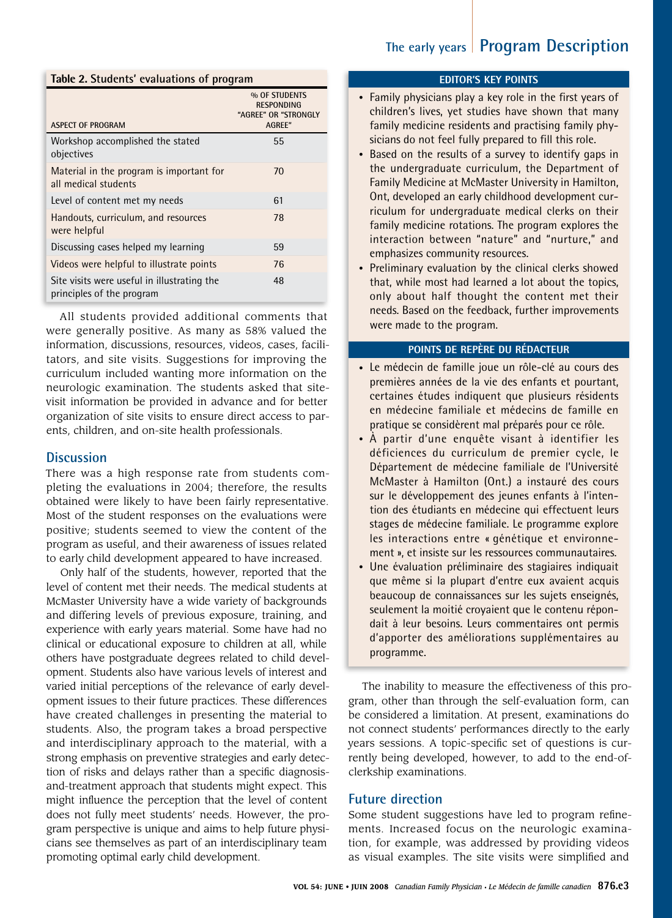**Table 2. Students' evaluations of program**

| ASPECT OF PROGRAM | % OF STUDENTS RESPONDING "AGREE" OR "STRONGLY AGREE" |
|---|---|
| Workshop accomplished the stated objectives | 55 |
| Material in the program is important for all medical students | 70 |
| Level of content met my needs | 61 |
| Handouts, curriculum, and resources were helpful | 78 |
| Discussing cases helped my learning | 59 |
| Videos were helpful to illustrate points | 76 |
| Site visits were useful in illustrating the principles of the program | 48 |

All students provided additional comments that were generally positive. As many as 58% valued the information, discussions, resources, videos, cases, facilitators, and site visits. Suggestions for improving the curriculum included wanting more information on the neurologic examination. The students asked that site-visit information be provided in advance and for better organization of site visits to ensure direct access to parents, children, and on-site health professionals.

## Discussion

There was a high response rate from students completing the evaluations in 2004; therefore, the results obtained were likely to have been fairly representative. Most of the student responses on the evaluations were positive; students seemed to view the content of the program as useful, and their awareness of issues related to early child development appeared to have increased.

Only half of the students, however, reported that the level of content met their needs. The medical students at McMaster University have a wide variety of backgrounds and differing levels of previous exposure, training, and experience with early years material. Some have had no clinical or educational exposure to children at all, while others have postgraduate degrees related to child development. Students also have various levels of interest and varied initial perceptions of the relevance of early development issues to their future practices. These differences have created challenges in presenting the material to students. Also, the program takes a broad perspective and interdisciplinary approach to the material, with a strong emphasis on preventive strategies and early detection of risks and delays rather than a specific diagnosis-and-treatment approach that students might expect. This might influence the perception that the level of content does not fully meet students' needs. However, the program perspective is unique and aims to help future physicians see themselves as part of an interdisciplinary team promoting optimal early child development.

### EDITOR'S KEY POINTS

- Family physicians play a key role in the first years of children's lives, yet studies have shown that many family medicine residents and practising family physicians do not feel fully prepared to fill this role.
- Based on the results of a survey to identify gaps in the undergraduate curriculum, the Department of Family Medicine at McMaster University in Hamilton, Ont, developed an early childhood development curriculum for undergraduate medical clerks on their family medicine rotations. The program explores the interaction between "nature" and "nurture," and emphasizes community resources.
- Preliminary evaluation by the clinical clerks showed that, while most had learned a lot about the topics, only about half thought the content met their needs. Based on the feedback, further improvements were made to the program.

### POINTS DE REPÈRE DU RÉDACTEUR

- Le médecin de famille joue un rôle-clé au cours des premières années de la vie des enfants et pourtant, certaines études indiquent que plusieurs résidents en médecine familiale et médecins de famille en pratique se considèrent mal préparés pour ce rôle.
- À partir d'une enquête visant à identifier les déficiences du curriculum de premier cycle, le Département de médecine familiale de l'Université McMaster à Hamilton (Ont.) a instauré des cours sur le développement des jeunes enfants à l'intention des étudiants en médecine qui effectuent leurs stages de médecine familiale. Le programme explore les interactions entre « génétique et environnement », et insiste sur les ressources communautaires.
- Une évaluation préliminaire des stagiaires indiquait que même si la plupart d'entre eux avaient acquis beaucoup de connaissances sur les sujets enseignés, seulement la moitié croyaient que le contenu répondait à leur besoins. Leurs commentaires ont permis d'apporter des améliorations supplémentaires au programme.

The inability to measure the effectiveness of this program, other than through the self-evaluation form, can be considered a limitation. At present, examinations do not connect students' performances directly to the early years sessions. A topic-specific set of questions is currently being developed, however, to add to the end-of-clerkship examinations.

## Future direction

Some student suggestions have led to program refinements. Increased focus on the neurologic examination, for example, was addressed by providing videos as visual examples. The site visits were simplified and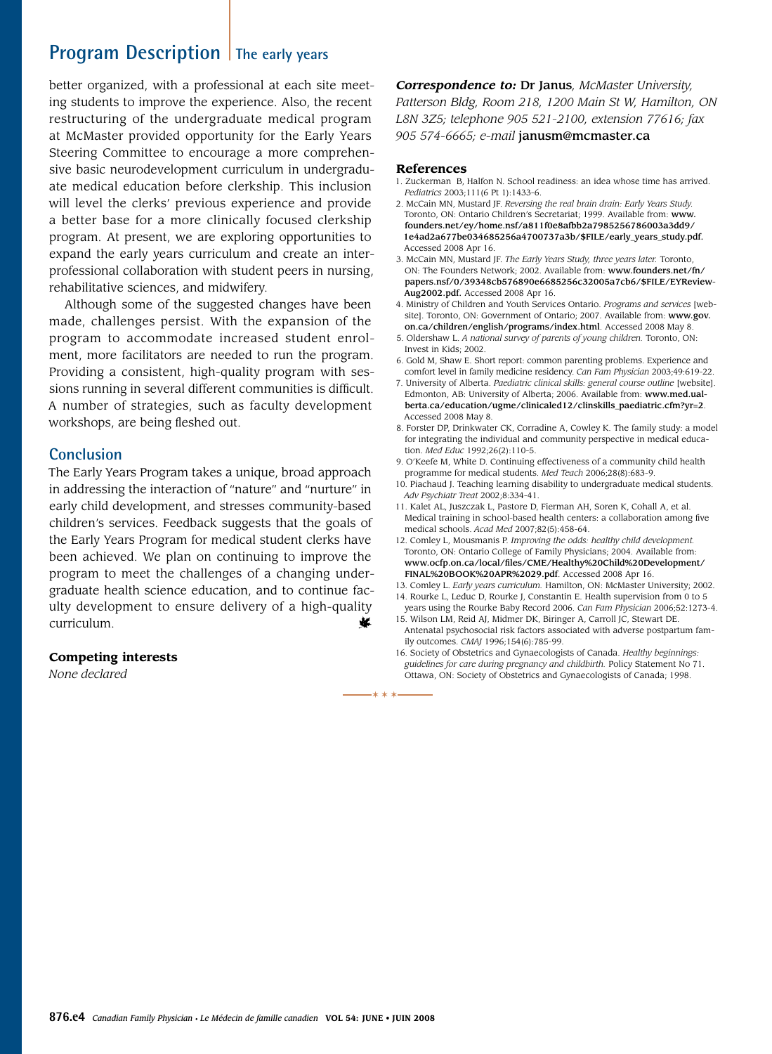better organized, with a professional at each site meeting students to improve the experience. Also, the recent restructuring of the undergraduate medical program at McMaster provided opportunity for the Early Years Steering Committee to encourage a more comprehensive basic neurodevelopment curriculum in undergraduate medical education before clerkship. This inclusion will level the clerks' previous experience and provide a better base for a more clinically focused clerkship program. At present, we are exploring opportunities to expand the early years curriculum and create an interprofessional collaboration with student peers in nursing, rehabilitative sciences, and midwifery.

Although some of the suggested changes have been made, challenges persist. With the expansion of the program to accommodate increased student enrolment, more facilitators are needed to run the program. Providing a consistent, high-quality program with sessions running in several different communities is difficult. A number of strategies, such as faculty development workshops, are being fleshed out.

## Conclusion

The Early Years Program takes a unique, broad approach in addressing the interaction of "nature" and "nurture" in early child development, and stresses community-based children's services. Feedback suggests that the goals of the Early Years Program for medical student clerks have been achieved. We plan on continuing to improve the program to meet the challenges of a changing undergraduate health science education, and to continue faculty development to ensure delivery of a high-quality curriculum.

### Competing interests

*None declared*

***Correspondence to:*** **Dr Janus***, McMaster University, Patterson Bldg, Room 218, 1200 Main St W, Hamilton, ON L8N 3Z5; telephone 905 521-2100, extension 77616; fax 905 574-6665; e-mail* **janusm@mcmaster.ca**

### References

1. Zuckerman B, Halfon N. School readiness: an idea whose time has arrived. *Pediatrics* 2003;111(6 Pt 1):1433-6.
2. McCain MN, Mustard JF. *Reversing the real brain drain: Early Years Study.* Toronto, ON: Ontario Children's Secretariat; 1999. Available from: **www.founders.net/ey/home.nsf/a811f0e8afbb2a7985256786003a3dd9/1e4ad2a677be034685256a4700737a3b/$FILE/early_years_study.pdf.** Accessed 2008 Apr 16.
3. McCain MN, Mustard JF. *The Early Years Study, three years later.* Toronto, ON: The Founders Network; 2002. Available from: **www.founders.net/fn/papers.nsf/0/39348cb576890e6685256c32005a7cb6/$FILE/EYReview-Aug2002.pdf.** Accessed 2008 Apr 16.
4. Ministry of Children and Youth Services Ontario. *Programs and services* [website]. Toronto, ON: Government of Ontario; 2007. Available from: **www.gov.on.ca/children/english/programs/index.html**. Accessed 2008 May 8.
5. Oldershaw L. *A national survey of parents of young children.* Toronto, ON: Invest in Kids; 2002.
6. Gold M, Shaw E. Short report: common parenting problems. Experience and comfort level in family medicine residency. *Can Fam Physician* 2003;49:619-22.
7. University of Alberta. *Paediatric clinical skills: general course outline* [website]. Edmonton, AB: University of Alberta; 2006. Available from: **www.med.ualberta.ca/education/ugme/clinicaled12/clinskills_paediatric.cfm?yr=2**. Accessed 2008 May 8.
8. Forster DP, Drinkwater CK, Corradine A, Cowley K. The family study: a model for integrating the individual and community perspective in medical education. *Med Educ* 1992;26(2):110-5.
9. O'Keefe M, White D. Continuing effectiveness of a community child health programme for medical students. *Med Teach* 2006;28(8):683-9.
10. Piachaud J. Teaching learning disability to undergraduate medical students. *Adv Psychiatr Treat* 2002;8:334-41.
11. Kalet AL, Juszczak L, Pastore D, Fierman AH, Soren K, Cohall A, et al. Medical training in school-based health centers: a collaboration among five medical schools. *Acad Med* 2007;82(5):458-64.
12. Comley L, Mousmanis P. *Improving the odds: healthy child development.* Toronto, ON: Ontario College of Family Physicians; 2004. Available from: **www.ocfp.on.ca/local/files/CME/Healthy%20Child%20Development/FINAL%20BOOK%20APR%2029.pdf**. Accessed 2008 Apr 16.
13. Comley L. *Early years curriculum.* Hamilton, ON: McMaster University; 2002.
14. Rourke L, Leduc D, Rourke J, Constantin E. Health supervision from 0 to 5 years using the Rourke Baby Record 2006. *Can Fam Physician* 2006;52:1273-4.
15. Wilson LM, Reid AJ, Midmer DK, Biringer A, Carroll JC, Stewart DE. Antenatal psychosocial risk factors associated with adverse postpartum family outcomes. *CMAJ* 1996;154(6):785-99.
16. Society of Obstetrics and Gynaecologists of Canada. *Healthy beginnings: guidelines for care during pregnancy and childbirth.* Policy Statement No 71. Ottawa, ON: Society of Obstetrics and Gynaecologists of Canada; 1998.